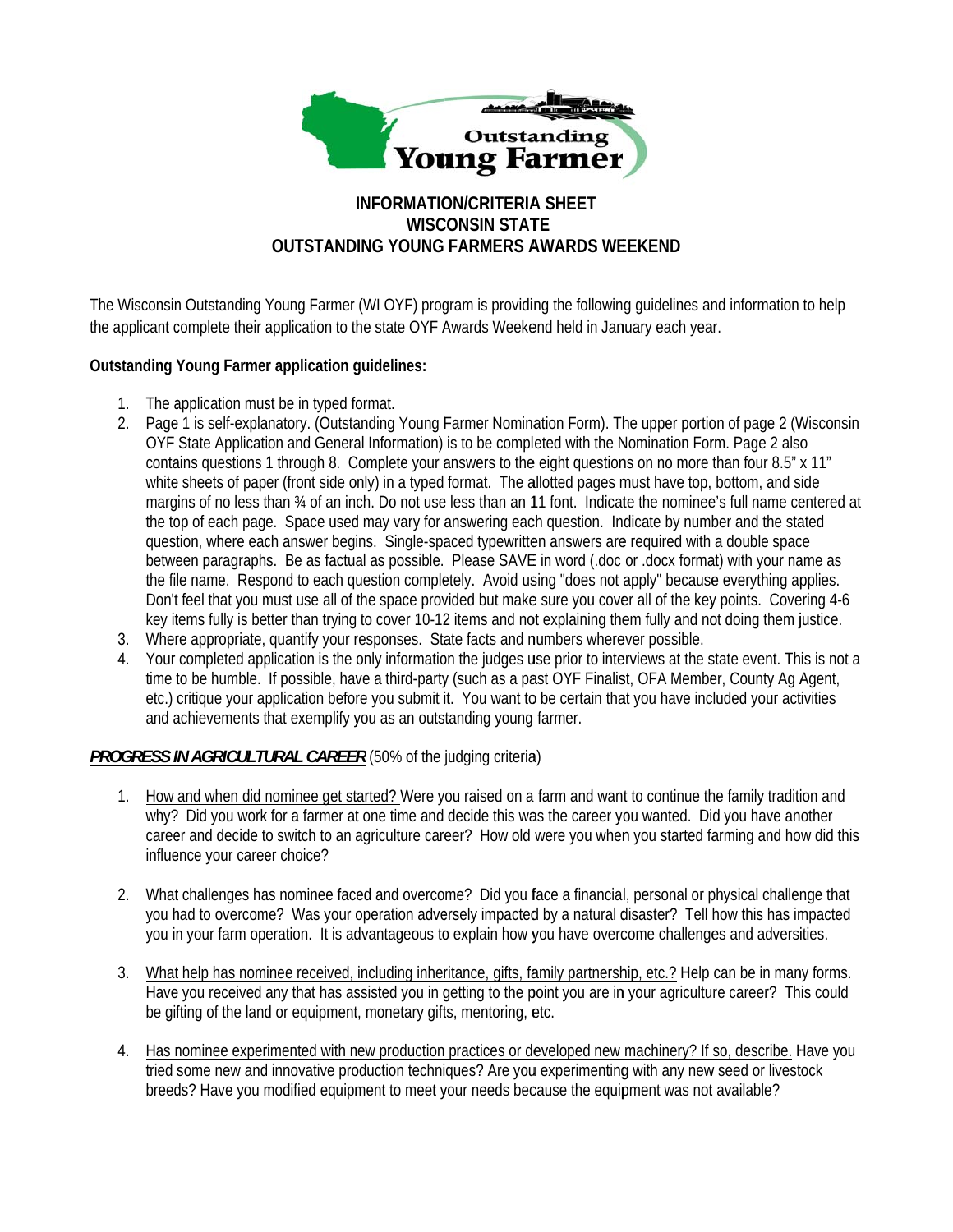# INFORMATION/CRITERIA SHEET
# WISCONSIN STATE
# OUTSTANDING YOUNG FARMERS AWARDS WEEKEND

The Wisconsin Outstanding Young Farmer (WI OYF) program is providing the following guidelines and information to help the applicant complete their application to the state OYF Awards Weekend held in January each year.

**Outstanding Young Farmer application guidelines:**

1. The application must be in typed format.
2. Page 1 is self-explanatory. (Outstanding Young Farmer Nomination Form). The upper portion of page 2 (Wisconsin OYF State Application and General Information) is to be completed with the Nomination Form. Page 2 also contains questions 1 through 8. Complete your answers to the eight questions on no more than four 8.5" x 11" white sheets of paper (front side only) in a typed format. The allotted pages must have top, bottom, and side margins of no less than ¾ of an inch. Do not use less than an 11 font. Indicate the nominee's full name centered at the top of each page. Space used may vary for answering each question. Indicate by number and the stated question, where each answer begins. Single-spaced typewritten answers are required with a double space between paragraphs. Be as factual as possible. Please SAVE in word (.doc or .docx format) with your name as the file name. Respond to each question completely. Avoid using "does not apply" because everything applies. Don't feel that you must use all of the space provided but make sure you cover all of the key points. Covering 4-6 key items fully is better than trying to cover 10-12 items and not explaining them fully and not doing them justice.
3. Where appropriate, quantify your responses. State facts and numbers wherever possible.
4. Your completed application is the only information the judges use prior to interviews at the state event. This is not a time to be humble. If possible, have a third-party (such as a past OYF Finalist, OFA Member, County Ag Agent, etc.) critique your application before you submit it. You want to be certain that you have included your activities and achievements that exemplify you as an outstanding young farmer.

***PROGRESS IN AGRICULTURAL CAREER*** (50% of the judging criteria)

1. How and when did nominee get started? Were you raised on a farm and want to continue the family tradition and why? Did you work for a farmer at one time and decide this was the career you wanted. Did you have another career and decide to switch to an agriculture career? How old were you when you started farming and how did this influence your career choice?

2. What challenges has nominee faced and overcome? Did you face a financial, personal or physical challenge that you had to overcome? Was your operation adversely impacted by a natural disaster? Tell how this has impacted you in your farm operation. It is advantageous to explain how you have overcome challenges and adversities.

3. What help has nominee received, including inheritance, gifts, family partnership, etc.? Help can be in many forms. Have you received any that has assisted you in getting to the point you are in your agriculture career? This could be gifting of the land or equipment, monetary gifts, mentoring, etc.

4. Has nominee experimented with new production practices or developed new machinery? If so, describe. Have you tried some new and innovative production techniques? Are you experimenting with any new seed or livestock breeds? Have you modified equipment to meet your needs because the equipment was not available?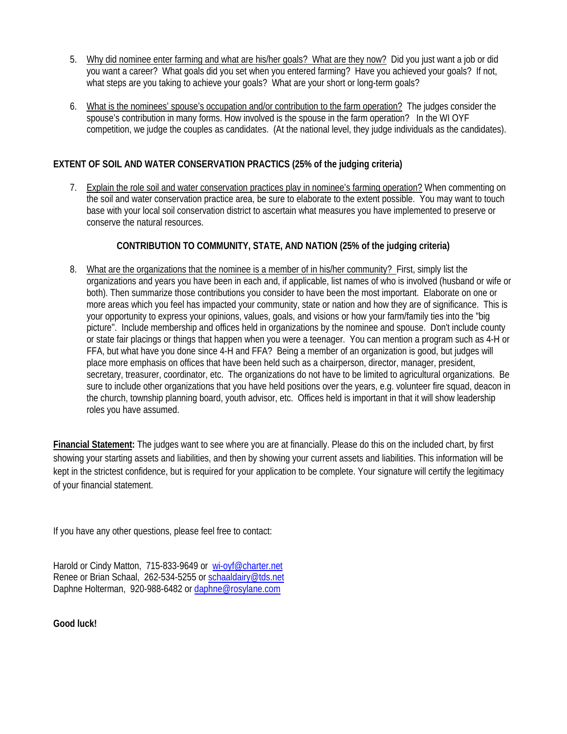5. Why did nominee enter farming and what are his/her goals? What are they now? Did you just want a job or did you want a career? What goals did you set when you entered farming? Have you achieved your goals? If not, what steps are you taking to achieve your goals? What are your short or long-term goals?

6. What is the nominees' spouse's occupation and/or contribution to the farm operation? The judges consider the spouse's contribution in many forms. How involved is the spouse in the farm operation? In the WI OYF competition, we judge the couples as candidates. (At the national level, they judge individuals as the candidates).

**EXTENT OF SOIL AND WATER CONSERVATION PRACTICS (25% of the judging criteria)**

7. Explain the role soil and water conservation practices play in nominee's farming operation? When commenting on the soil and water conservation practice area, be sure to elaborate to the extent possible. You may want to touch base with your local soil conservation district to ascertain what measures you have implemented to preserve or conserve the natural resources.

**CONTRIBUTION TO COMMUNITY, STATE, AND NATION (25% of the judging criteria)**

8. What are the organizations that the nominee is a member of in his/her community? First, simply list the organizations and years you have been in each and, if applicable, list names of who is involved (husband or wife or both). Then summarize those contributions you consider to have been the most important. Elaborate on one or more areas which you feel has impacted your community, state or nation and how they are of significance. This is your opportunity to express your opinions, values, goals, and visions or how your farm/family ties into the "big picture". Include membership and offices held in organizations by the nominee and spouse. Don't include county or state fair placings or things that happen when you were a teenager. You can mention a program such as 4-H or FFA, but what have you done since 4-H and FFA? Being a member of an organization is good, but judges will place more emphasis on offices that have been held such as a chairperson, director, manager, president, secretary, treasurer, coordinator, etc. The organizations do not have to be limited to agricultural organizations. Be sure to include other organizations that you have held positions over the years, e.g. volunteer fire squad, deacon in the church, township planning board, youth advisor, etc. Offices held is important in that it will show leadership roles you have assumed.

**Financial Statement:** The judges want to see where you are at financially. Please do this on the included chart, by first showing your starting assets and liabilities, and then by showing your current assets and liabilities. This information will be kept in the strictest confidence, but is required for your application to be complete. Your signature will certify the legitimacy of your financial statement.

If you have any other questions, please feel free to contact:

Harold or Cindy Matton, 715-833-9649 or wi-oyf@charter.net
Renee or Brian Schaal, 262-534-5255 or schaaldairy@tds.net
Daphne Holterman, 920-988-6482 or daphne@rosylane.com

**Good luck!**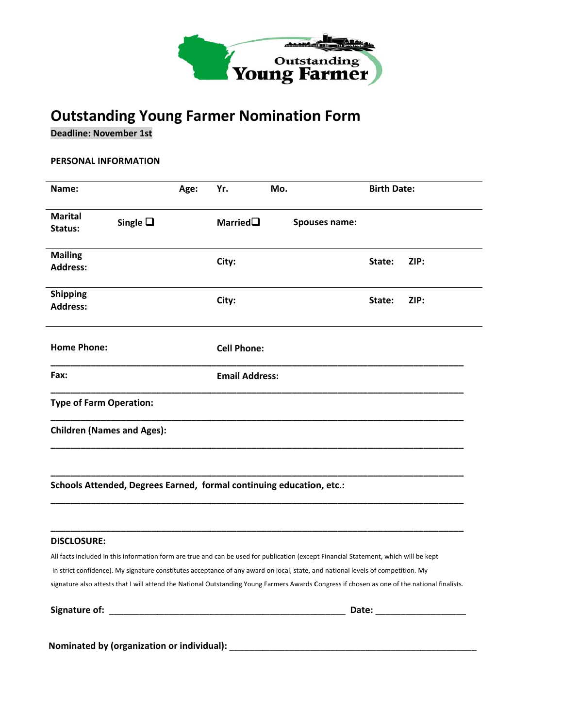Outstanding Young Farmer

# Outstanding Young Farmer Nomination Form

**Deadline: November 1st**

**PERSONAL INFORMATION**

| | | | | |
|---|---|---|---|---|
| **Name:** | **Age:** | **Yr.** | **Mo.** | **Birth Date:** |
| **Marital Status:** | **Single** ❑ | **Married**❑ | **Spouses name:** | |
| **Mailing Address:** | | **City:** | | **State: ZIP:** |
| **Shipping Address:** | | **City:** | | **State: ZIP:** |

**Home Phone:** **Cell Phone:**

**Fax:** **Email Address:**

**Type of Farm Operation:**

**Children (Names and Ages):**

**Schools Attended, Degrees Earned, formal continuing education, etc.:**

**DISCLOSURE:**

All facts included in this information form are true and can be used for publication (except Financial Statement, which will be kept In strict confidence). My signature constitutes acceptance of any award on local, state, and national levels of competition. My signature also attests that I will attend the National Outstanding Young Farmers Awards Congress if chosen as one of the national finalists.

**Signature of:** ______________________________ **Date:** ______________

**Nominated by (organization or individual):** ______________________________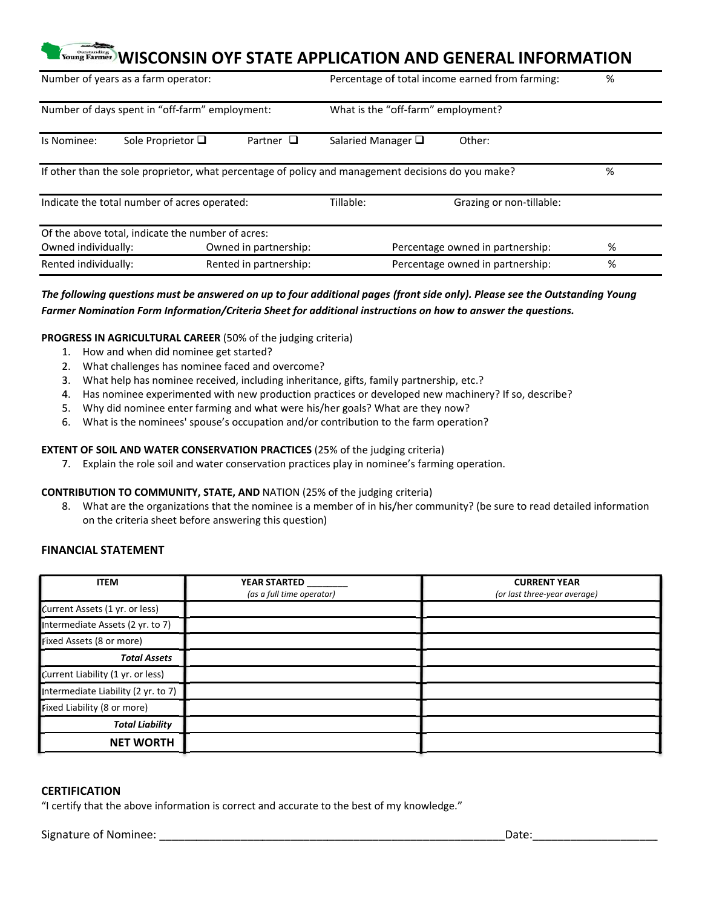# WISCONSIN OYF STATE APPLICATION AND GENERAL INFORMATION

| | | | | |
|---|---|---|---|---|
| Number of years as a farm operator: | | Percentage of total income earned from farming: | | % |
| Number of days spent in "off-farm" employment: | | What is the "off-farm" employment? | | |
| Is Nominee: Sole Proprietor ❑ | Partner ❑ | Salaried Manager ❑ | Other: | |
| If other than the sole proprietor, what percentage of policy and management decisions do you make? | | | | % |
| Indicate the total number of acres operated: | | Tillable: | Grazing or non-tillable: | |
| Of the above total, indicate the number of acres: | | | | |
| Owned individually: | Owned in partnership: | Percentage owned in partnership: | | % |
| Rented individually: | Rented in partnership: | Percentage owned in partnership: | | % |

***The following questions must be answered on up to four additional pages (front side only). Please see the Outstanding Young Farmer Nomination Form Information/Criteria Sheet for additional instructions on how to answer the questions.***

**PROGRESS IN AGRICULTURAL CAREER** (50% of the judging criteria)

1. How and when did nominee get started?
2. What challenges has nominee faced and overcome?
3. What help has nominee received, including inheritance, gifts, family partnership, etc.?
4. Has nominee experimented with new production practices or developed new machinery? If so, describe?
5. Why did nominee enter farming and what were his/her goals? What are they now?
6. What is the nominees' spouse's occupation and/or contribution to the farm operation?

**EXTENT OF SOIL AND WATER CONSERVATION PRACTICES** (25% of the judging criteria)

7. Explain the role soil and water conservation practices play in nominee's farming operation.

**CONTRIBUTION TO COMMUNITY, STATE, AND** NATION (25% of the judging criteria)

8. What are the organizations that the nominee is a member of in his/her community? (be sure to read detailed information on the criteria sheet before answering this question)

**FINANCIAL STATEMENT**

| ITEM | YEAR STARTED ________ *(as a full time operator)* | CURRENT YEAR *(or last three-year average)* |
|---|---|---|
| Current Assets (1 yr. or less) | | |
| Intermediate Assets (2 yr. to 7) | | |
| Fixed Assets (8 or more) | | |
| ***Total Assets*** | | |
| Current Liability (1 yr. or less) | | |
| Intermediate Liability (2 yr. to 7) | | |
| Fixed Liability (8 or more) | | |
| ***Total Liability*** | | |
| **NET WORTH** | | |

**CERTIFICATION**

"I certify that the above information is correct and accurate to the best of my knowledge."

Signature of Nominee: ________________________________________________________ Date:___________________